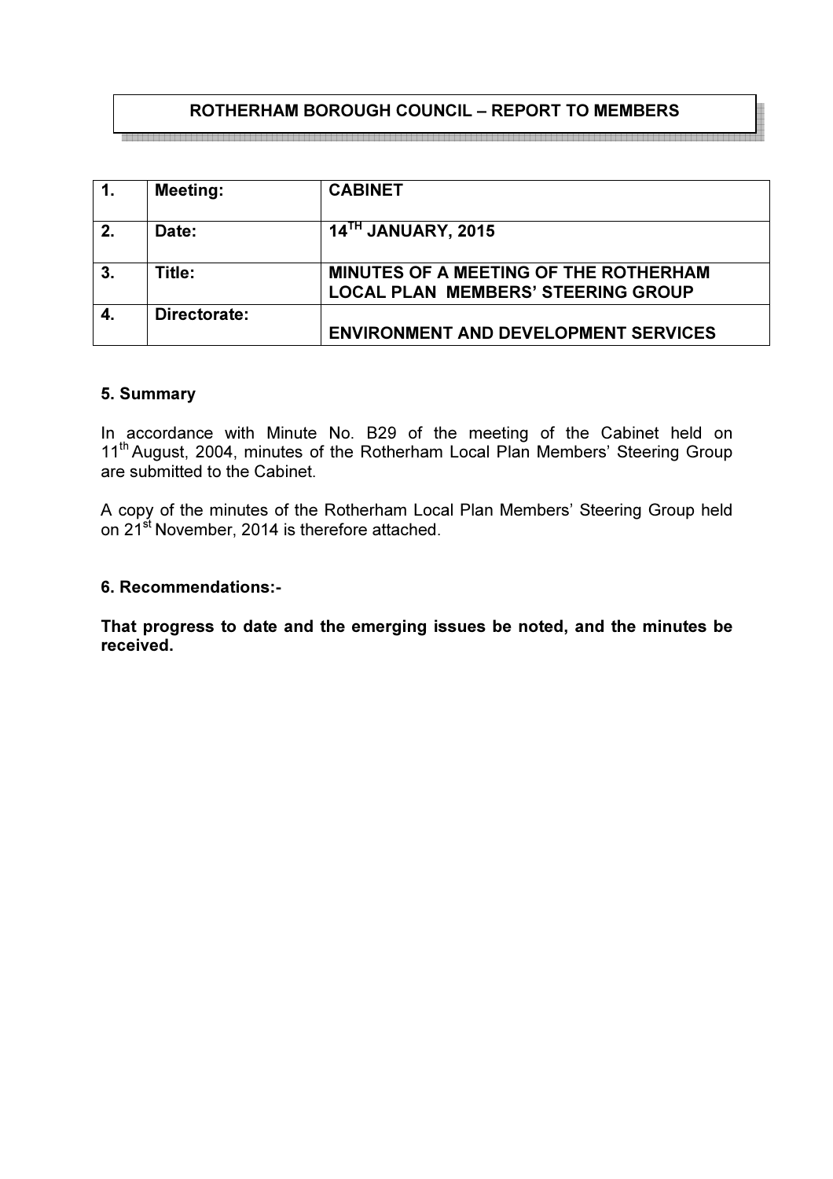# ROTHERHAM BOROUGH COUNCIL – REPORT TO MEMBERS

| 1. | Meeting: | CABINET |
|---|---|---|
| 2. | Date: | 14TH JANUARY, 2015 |
| 3. | Title: | MINUTES OF A MEETING OF THE ROTHERHAM LOCAL PLAN MEMBERS' STEERING GROUP |
| 4. | Directorate: | ENVIRONMENT AND DEVELOPMENT SERVICES |

## 5. Summary

In accordance with Minute No. B29 of the meeting of the Cabinet held on 11th August, 2004, minutes of the Rotherham Local Plan Members' Steering Group are submitted to the Cabinet.

A copy of the minutes of the Rotherham Local Plan Members' Steering Group held on 21st November, 2014 is therefore attached.

## 6. Recommendations:-

**That progress to date and the emerging issues be noted, and the minutes be received.**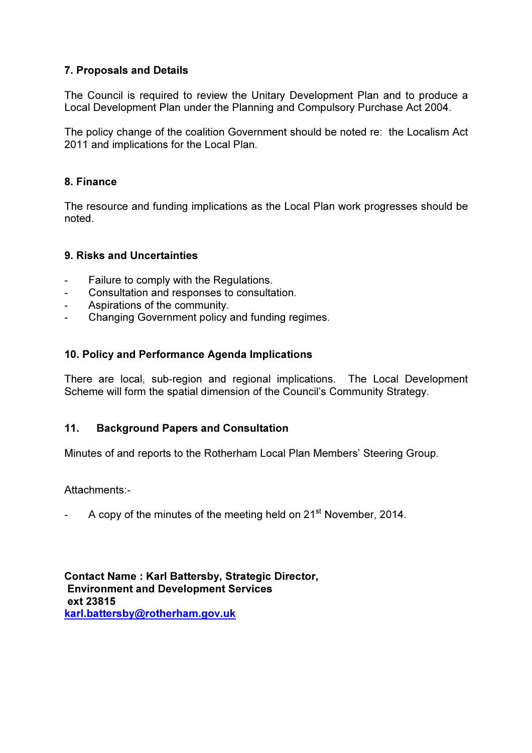## 7. Proposals and Details

The Council is required to review the Unitary Development Plan and to produce a Local Development Plan under the Planning and Compulsory Purchase Act 2004.

The policy change of the coalition Government should be noted re: the Localism Act 2011 and implications for the Local Plan.

## 8. Finance

The resource and funding implications as the Local Plan work progresses should be noted.

## 9. Risks and Uncertainties

- Failure to comply with the Regulations.
- Consultation and responses to consultation.
- Aspirations of the community.
- Changing Government policy and funding regimes.

## 10. Policy and Performance Agenda Implications

There are local, sub-region and regional implications. The Local Development Scheme will form the spatial dimension of the Council's Community Strategy.

## 11. Background Papers and Consultation

Minutes of and reports to the Rotherham Local Plan Members' Steering Group.

Attachments:-

- A copy of the minutes of the meeting held on 21st November, 2014.

**Contact Name : Karl Battersby, Strategic Director,**
**Environment and Development Services**
**ext 23815**
**karl.battersby@rotherham.gov.uk**